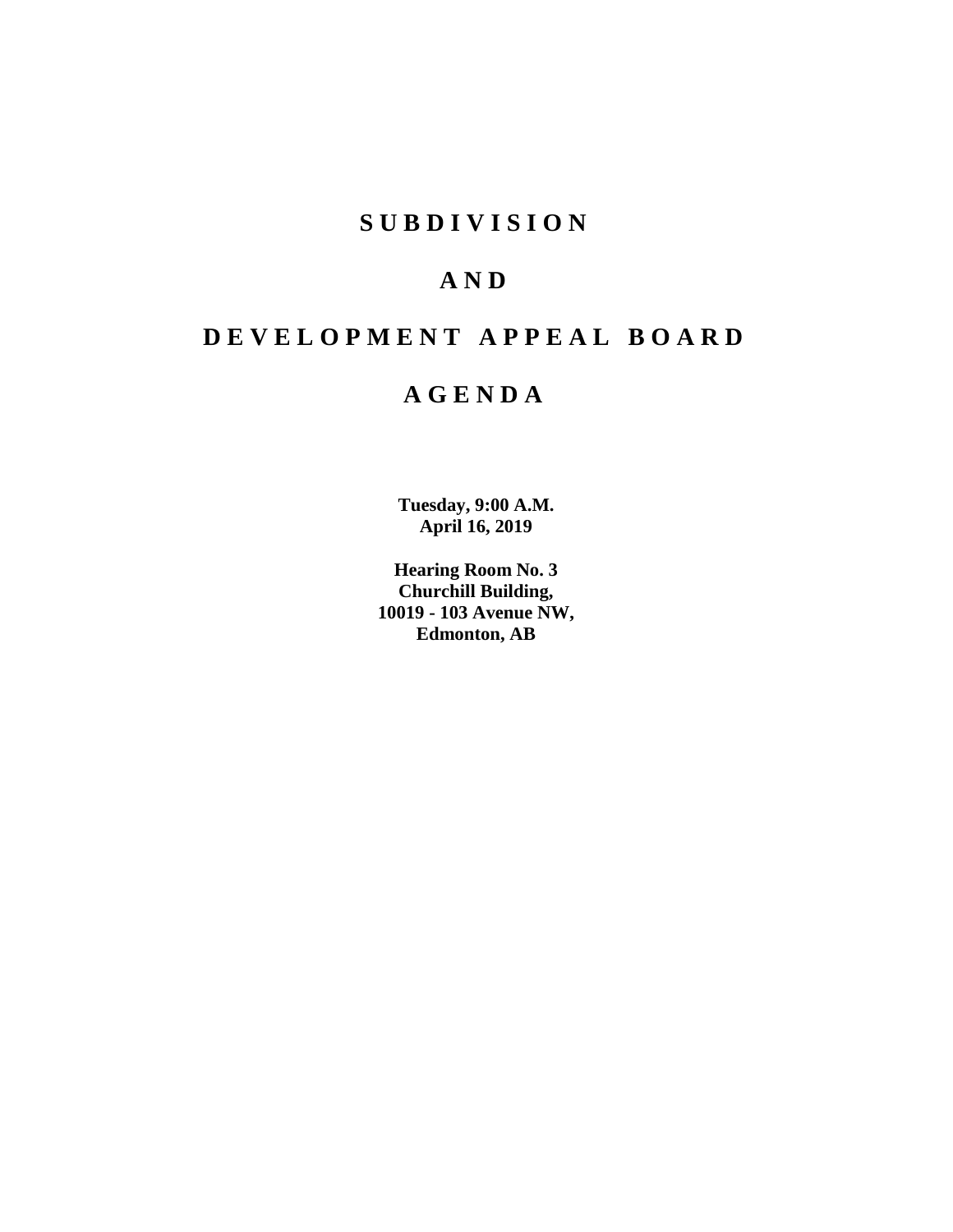# SUBDIVISION

# AND

# DEVELOPMENT APPEAL BOARD

# AGENDA

**Tuesday, 9:00 A.M.**
**April 16, 2019**

**Hearing Room No. 3**
**Churchill Building,**
**10019 - 103 Avenue NW,**
**Edmonton, AB**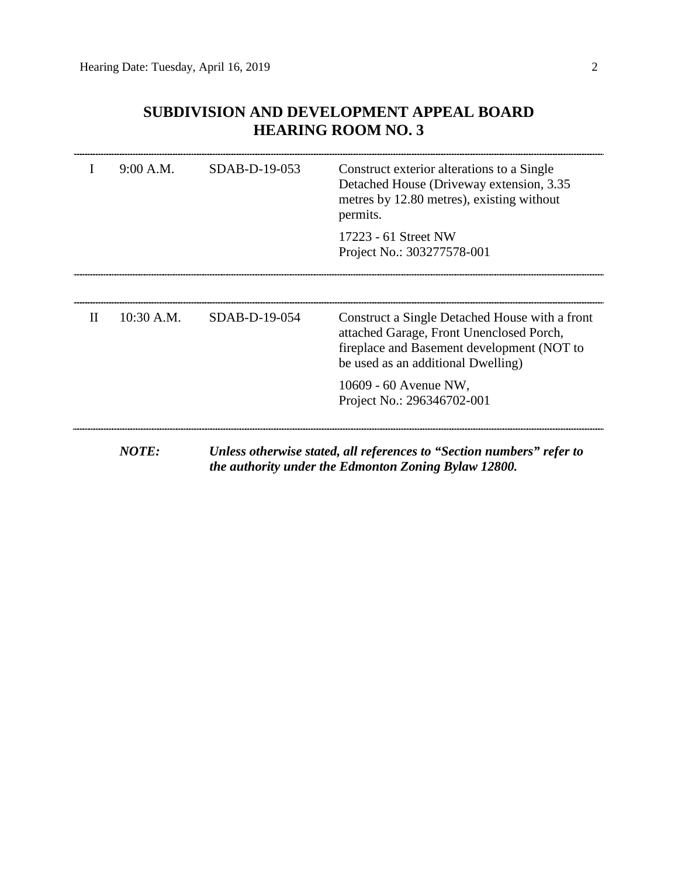# SUBDIVISION AND DEVELOPMENT APPEAL BOARD
## HEARING ROOM NO. 3

| | | | |
|---|---|---|---|
| I | 9:00 A.M. | SDAB-D-19-053 | Construct exterior alterations to a Single Detached House (Driveway extension, 3.35 metres by 12.80 metres), existing without permits.<br><br>17223 - 61 Street NW<br>Project No.: 303277578-001 |
| II | 10:30 A.M. | SDAB-D-19-054 | Construct a Single Detached House with a front attached Garage, Front Unenclosed Porch, fireplace and Basement development (NOT to be used as an additional Dwelling)<br><br>10609 - 60 Avenue NW,<br>Project No.: 296346702-001 |

***NOTE:*** ***Unless otherwise stated, all references to "Section numbers" refer to the authority under the Edmonton Zoning Bylaw 12800.***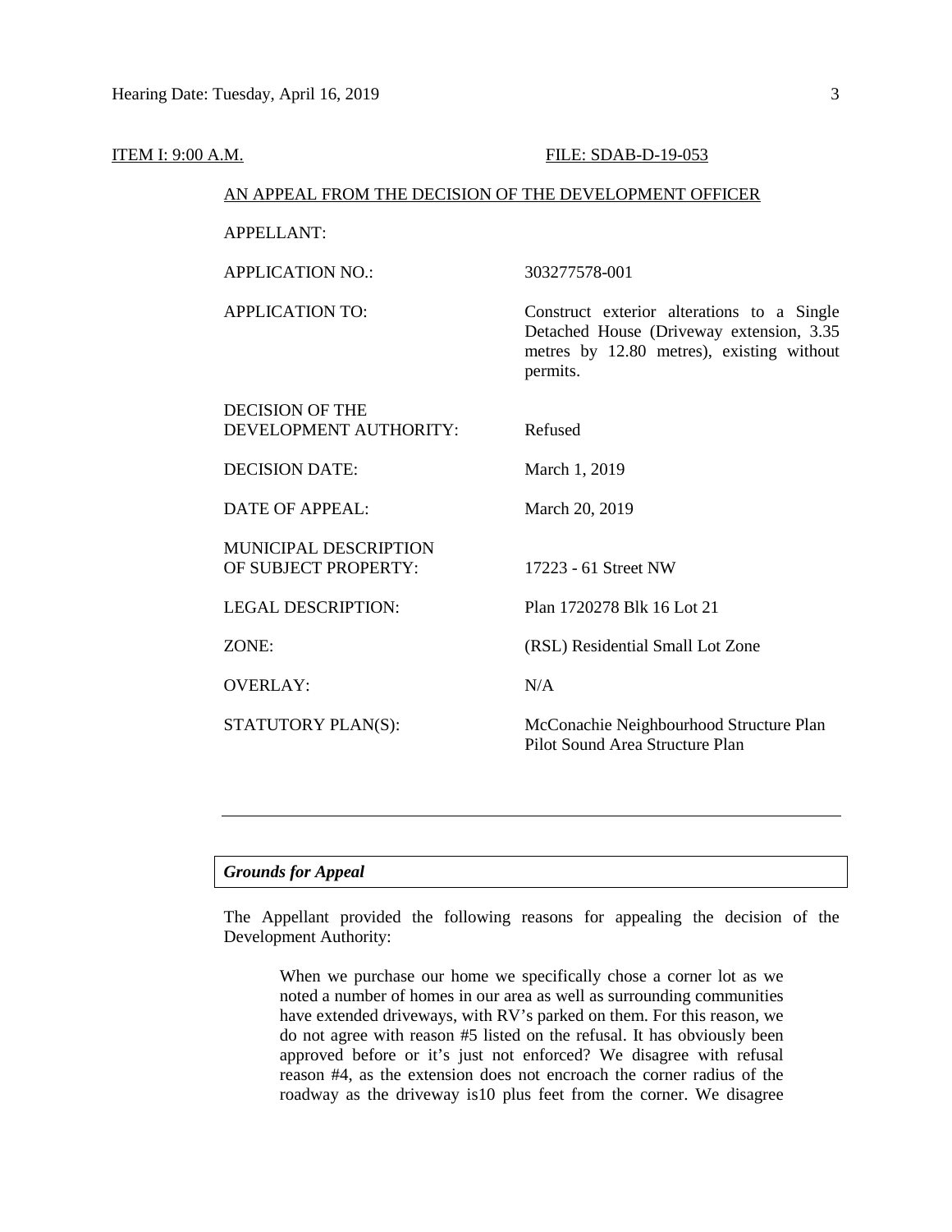ITEM I: 9:00 A.M. FILE: SDAB-D-19-053

AN APPEAL FROM THE DECISION OF THE DEVELOPMENT OFFICER

| | |
|---|---|
| APPELLANT: | |
| APPLICATION NO.: | 303277578-001 |
| APPLICATION TO: | Construct exterior alterations to a Single Detached House (Driveway extension, 3.35 metres by 12.80 metres), existing without permits. |
| DECISION OF THE DEVELOPMENT AUTHORITY: | Refused |
| DECISION DATE: | March 1, 2019 |
| DATE OF APPEAL: | March 20, 2019 |
| MUNICIPAL DESCRIPTION OF SUBJECT PROPERTY: | 17223 - 61 Street NW |
| LEGAL DESCRIPTION: | Plan 1720278 Blk 16 Lot 21 |
| ZONE: | (RSL) Residential Small Lot Zone |
| OVERLAY: | N/A |
| STATUTORY PLAN(S): | McConachie Neighbourhood Structure Plan<br>Pilot Sound Area Structure Plan |

---

***Grounds for Appeal***

The Appellant provided the following reasons for appealing the decision of the Development Authority:

> When we purchase our home we specifically chose a corner lot as we noted a number of homes in our area as well as surrounding communities have extended driveways, with RV's parked on them. For this reason, we do not agree with reason #5 listed on the refusal. It has obviously been approved before or it's just not enforced? We disagree with refusal reason #4, as the extension does not encroach the corner radius of the roadway as the driveway is10 plus feet from the corner. We disagree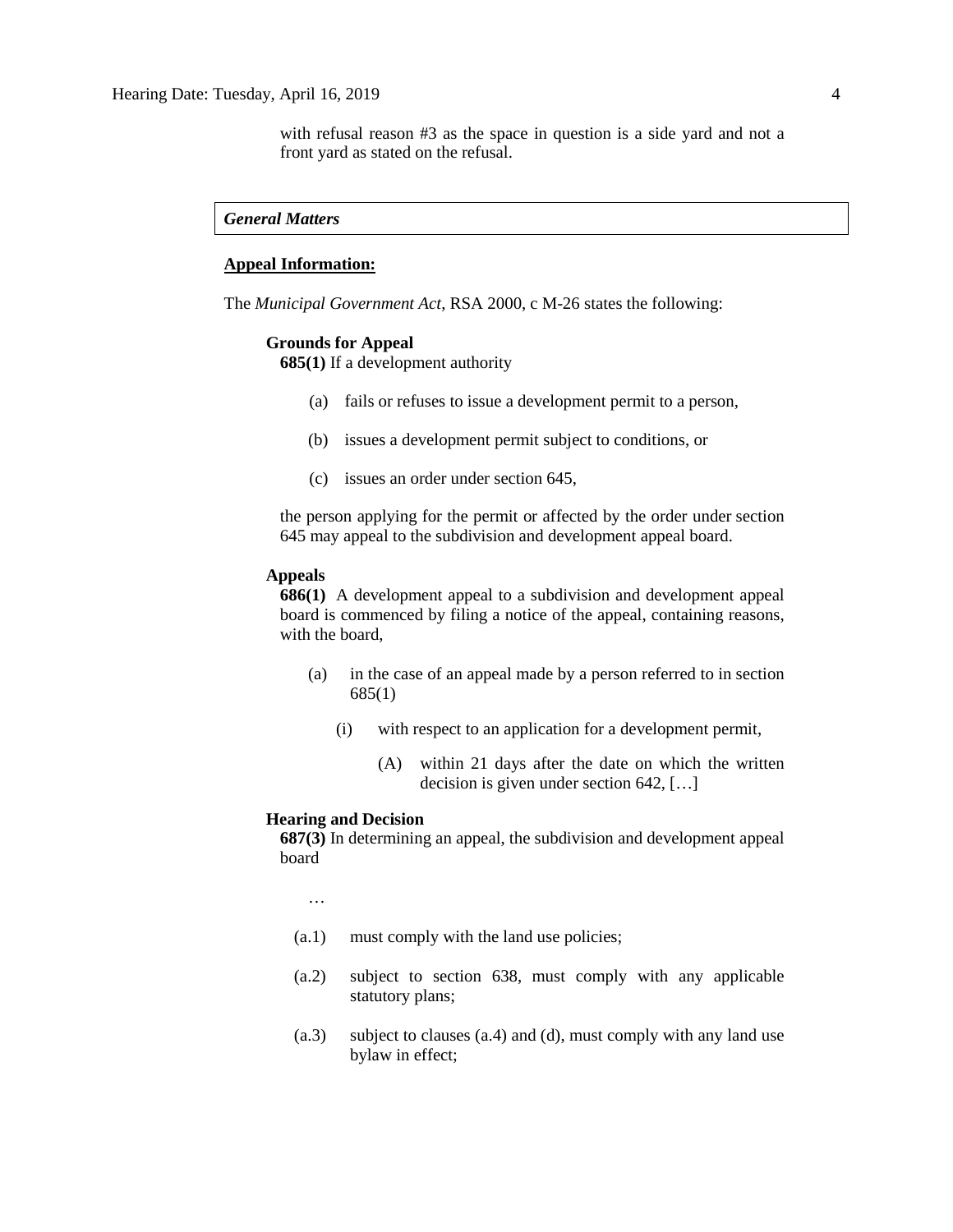with refusal reason #3 as the space in question is a side yard and not a front yard as stated on the refusal.

*General Matters*

**Appeal Information:**

The *Municipal Government Act*, RSA 2000, c M-26 states the following:

**Grounds for Appeal**

**685(1)** If a development authority

(a) fails or refuses to issue a development permit to a person,

(b) issues a development permit subject to conditions, or

(c) issues an order under section 645,

the person applying for the permit or affected by the order under section 645 may appeal to the subdivision and development appeal board.

**Appeals**

**686(1)** A development appeal to a subdivision and development appeal board is commenced by filing a notice of the appeal, containing reasons, with the board,

(a) in the case of an appeal made by a person referred to in section 685(1)

(i) with respect to an application for a development permit,

(A) within 21 days after the date on which the written decision is given under section 642, […]

**Hearing and Decision**

**687(3)** In determining an appeal, the subdivision and development appeal board

…

(a.1) must comply with the land use policies;

(a.2) subject to section 638, must comply with any applicable statutory plans;

(a.3) subject to clauses (a.4) and (d), must comply with any land use bylaw in effect;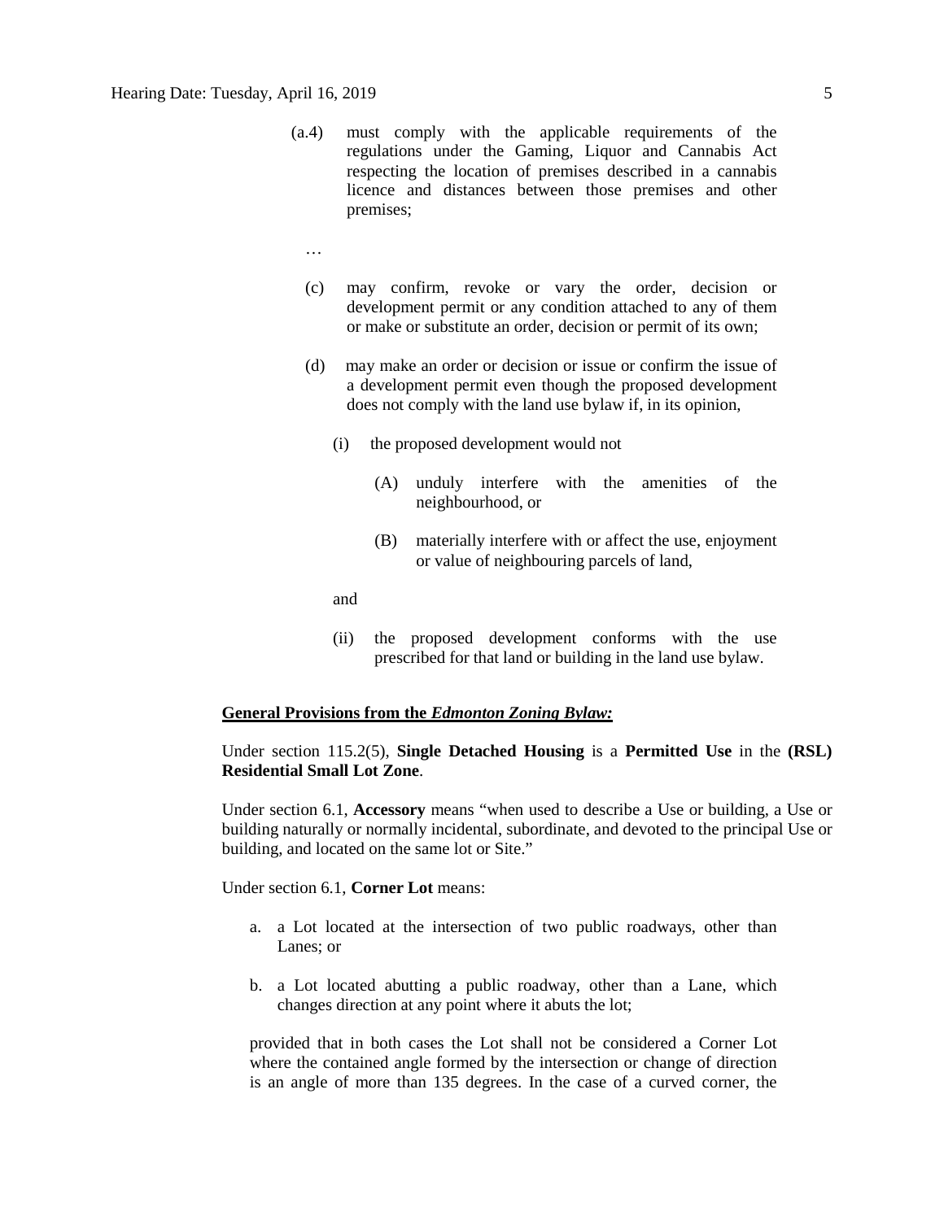(a.4) must comply with the applicable requirements of the regulations under the Gaming, Liquor and Cannabis Act respecting the location of premises described in a cannabis licence and distances between those premises and other premises;

…

(c) may confirm, revoke or vary the order, decision or development permit or any condition attached to any of them or make or substitute an order, decision or permit of its own;

(d) may make an order or decision or issue or confirm the issue of a development permit even though the proposed development does not comply with the land use bylaw if, in its opinion,

(i) the proposed development would not

(A) unduly interfere with the amenities of the neighbourhood, or

(B) materially interfere with or affect the use, enjoyment or value of neighbouring parcels of land,

and

(ii) the proposed development conforms with the use prescribed for that land or building in the land use bylaw.

**General Provisions from the *Edmonton Zoning Bylaw:***

Under section 115.2(5), **Single Detached Housing** is a **Permitted Use** in the **(RSL) Residential Small Lot Zone**.

Under section 6.1, **Accessory** means "when used to describe a Use or building, a Use or building naturally or normally incidental, subordinate, and devoted to the principal Use or building, and located on the same lot or Site."

Under section 6.1, **Corner Lot** means:

a. a Lot located at the intersection of two public roadways, other than Lanes; or

b. a Lot located abutting a public roadway, other than a Lane, which changes direction at any point where it abuts the lot;

provided that in both cases the Lot shall not be considered a Corner Lot where the contained angle formed by the intersection or change of direction is an angle of more than 135 degrees. In the case of a curved corner, the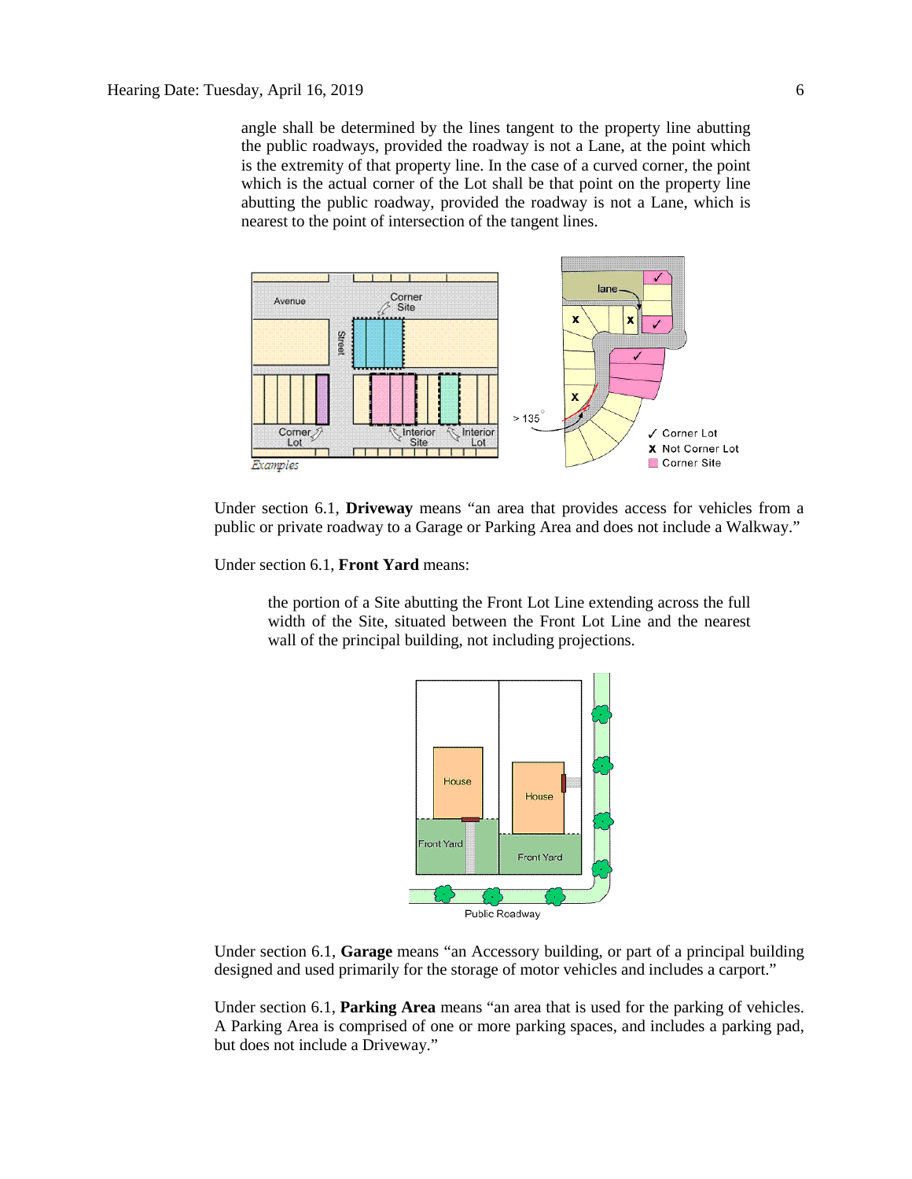angle shall be determined by the lines tangent to the property line abutting the public roadways, provided the roadway is not a Lane, at the point which is the extremity of that property line. In the case of a curved corner, the point which is the actual corner of the Lot shall be that point on the property line abutting the public roadway, provided the roadway is not a Lane, which is nearest to the point of intersection of the tangent lines.

Under section 6.1, **Driveway** means "an area that provides access for vehicles from a public or private roadway to a Garage or Parking Area and does not include a Walkway."

Under section 6.1, **Front Yard** means:

> the portion of a Site abutting the Front Lot Line extending across the full width of the Site, situated between the Front Lot Line and the nearest wall of the principal building, not including projections.

Under section 6.1, **Garage** means "an Accessory building, or part of a principal building designed and used primarily for the storage of motor vehicles and includes a carport."

Under section 6.1, **Parking Area** means "an area that is used for the parking of vehicles. A Parking Area is comprised of one or more parking spaces, and includes a parking pad, but does not include a Driveway."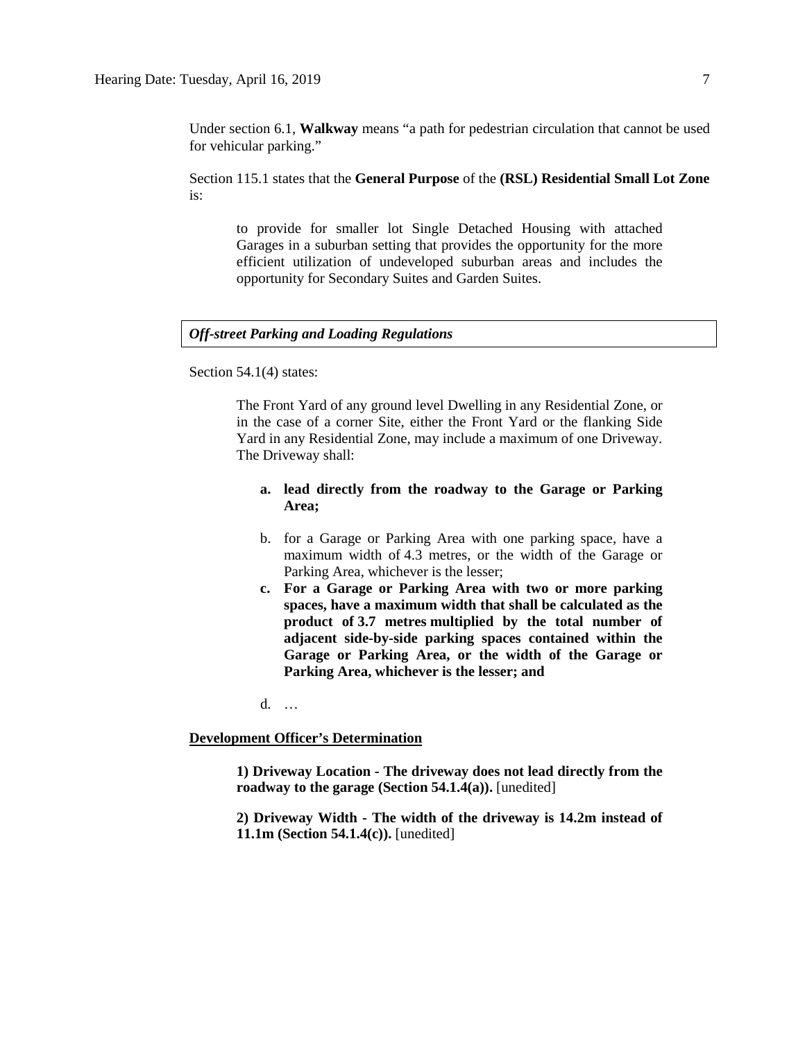Under section 6.1, **Walkway** means "a path for pedestrian circulation that cannot be used for vehicular parking."

Section 115.1 states that the **General Purpose** of the **(RSL) Residential Small Lot Zone** is:

> to provide for smaller lot Single Detached Housing with attached Garages in a suburban setting that provides the opportunity for the more efficient utilization of undeveloped suburban areas and includes the opportunity for Secondary Suites and Garden Suites.

***Off-street Parking and Loading Regulations***

Section 54.1(4) states:

> The Front Yard of any ground level Dwelling in any Residential Zone, or in the case of a corner Site, either the Front Yard or the flanking Side Yard in any Residential Zone, may include a maximum of one Driveway. The Driveway shall:
>
> a. **lead directly from the roadway to the Garage or Parking Area;**
>
> b. for a Garage or Parking Area with one parking space, have a maximum width of 4.3 metres, or the width of the Garage or Parking Area, whichever is the lesser;
>
> c. **For a Garage or Parking Area with two or more parking spaces, have a maximum width that shall be calculated as the product of 3.7 metres multiplied by the total number of adjacent side-by-side parking spaces contained within the Garage or Parking Area, or the width of the Garage or Parking Area, whichever is the lesser; and**
>
> d. …

**<u>Development Officer's Determination</u>**

> **1) Driveway Location - The driveway does not lead directly from the roadway to the garage (Section 54.1.4(a)).** [unedited]
>
> **2) Driveway Width - The width of the driveway is 14.2m instead of 11.1m (Section 54.1.4(c)).** [unedited]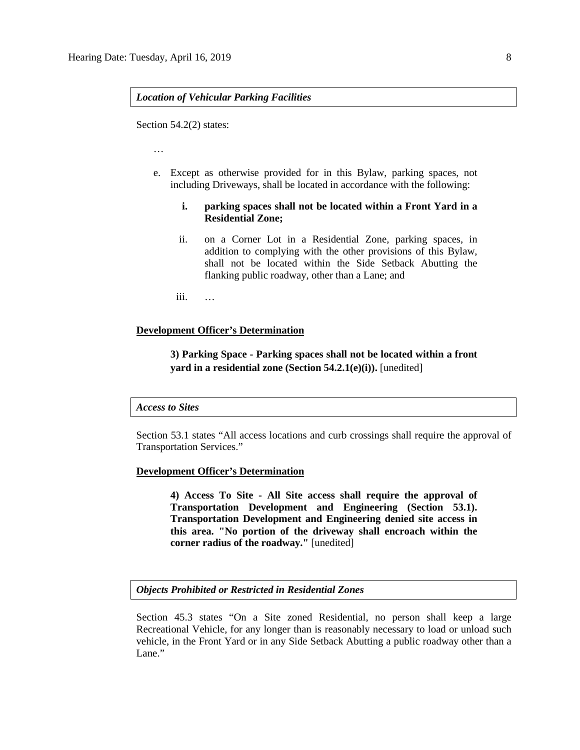***Location of Vehicular Parking Facilities***

Section 54.2(2) states:

…

e. Except as otherwise provided for in this Bylaw, parking spaces, not including Driveways, shall be located in accordance with the following:

   **i. parking spaces shall not be located within a Front Yard in a Residential Zone;**

   ii. on a Corner Lot in a Residential Zone, parking spaces, in addition to complying with the other provisions of this Bylaw, shall not be located within the Side Setback Abutting the flanking public roadway, other than a Lane; and

   iii. …

**Development Officer's Determination**

> **3) Parking Space - Parking spaces shall not be located within a front yard in a residential zone (Section 54.2.1(e)(i)).** [unedited]

***Access to Sites***

Section 53.1 states "All access locations and curb crossings shall require the approval of Transportation Services."

**Development Officer's Determination**

> **4) Access To Site - All Site access shall require the approval of Transportation Development and Engineering (Section 53.1). Transportation Development and Engineering denied site access in this area. "No portion of the driveway shall encroach within the corner radius of the roadway."** [unedited]

***Objects Prohibited or Restricted in Residential Zones***

Section 45.3 states "On a Site zoned Residential, no person shall keep a large Recreational Vehicle, for any longer than is reasonably necessary to load or unload such vehicle, in the Front Yard or in any Side Setback Abutting a public roadway other than a Lane."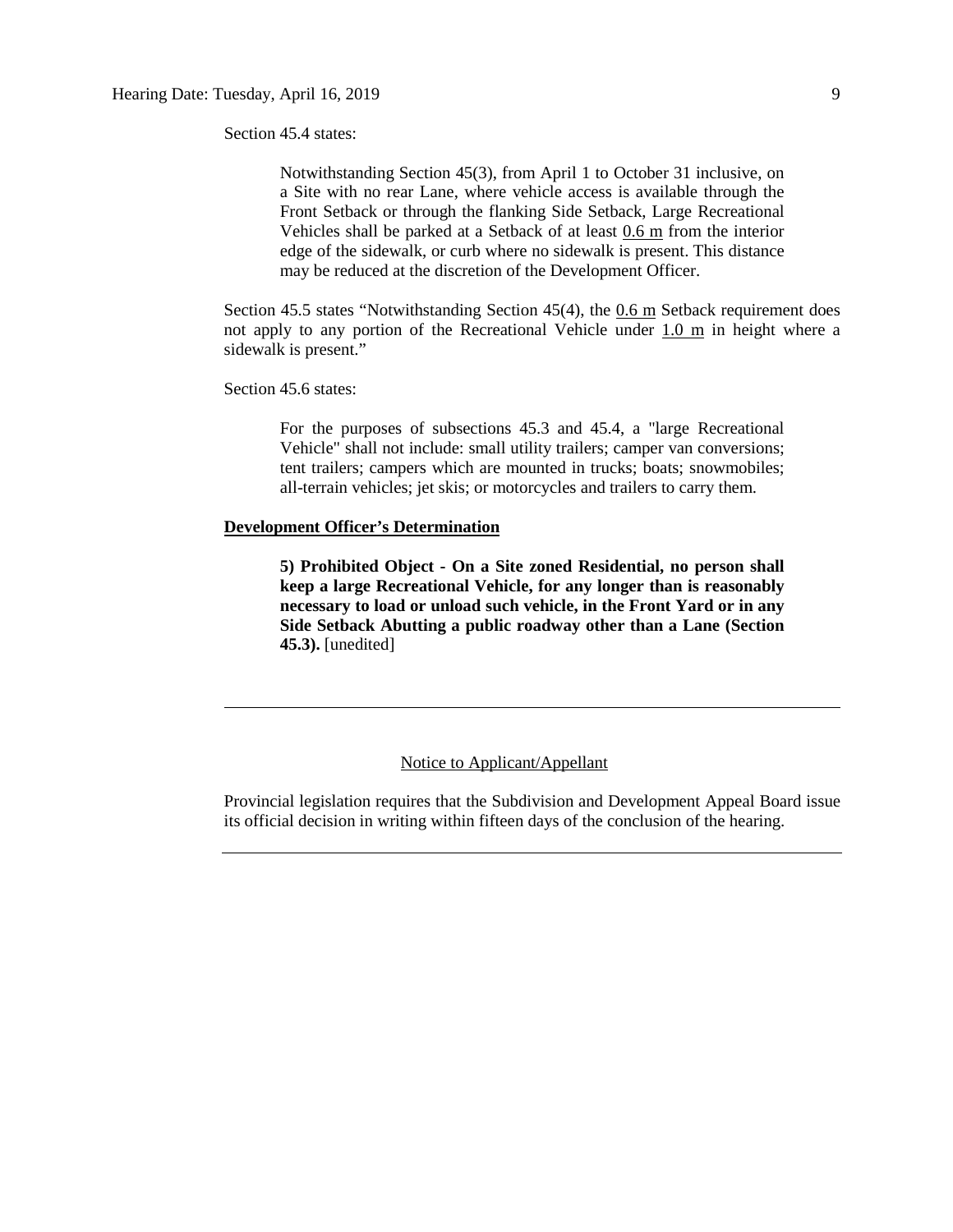Section 45.4 states:

> Notwithstanding Section 45(3), from April 1 to October 31 inclusive, on a Site with no rear Lane, where vehicle access is available through the Front Setback or through the flanking Side Setback, Large Recreational Vehicles shall be parked at a Setback of at least 0.6 m from the interior edge of the sidewalk, or curb where no sidewalk is present. This distance may be reduced at the discretion of the Development Officer.

Section 45.5 states "Notwithstanding Section 45(4), the 0.6 m Setback requirement does not apply to any portion of the Recreational Vehicle under 1.0 m in height where a sidewalk is present."

Section 45.6 states:

> For the purposes of subsections 45.3 and 45.4, a "large Recreational Vehicle" shall not include: small utility trailers; camper van conversions; tent trailers; campers which are mounted in trucks; boats; snowmobiles; all-terrain vehicles; jet skis; or motorcycles and trailers to carry them.

**Development Officer's Determination**

> **5) Prohibited Object - On a Site zoned Residential, no person shall keep a large Recreational Vehicle, for any longer than is reasonably necessary to load or unload such vehicle, in the Front Yard or in any Side Setback Abutting a public roadway other than a Lane (Section 45.3).** [unedited]

---

Notice to Applicant/Appellant

Provincial legislation requires that the Subdivision and Development Appeal Board issue its official decision in writing within fifteen days of the conclusion of the hearing.

---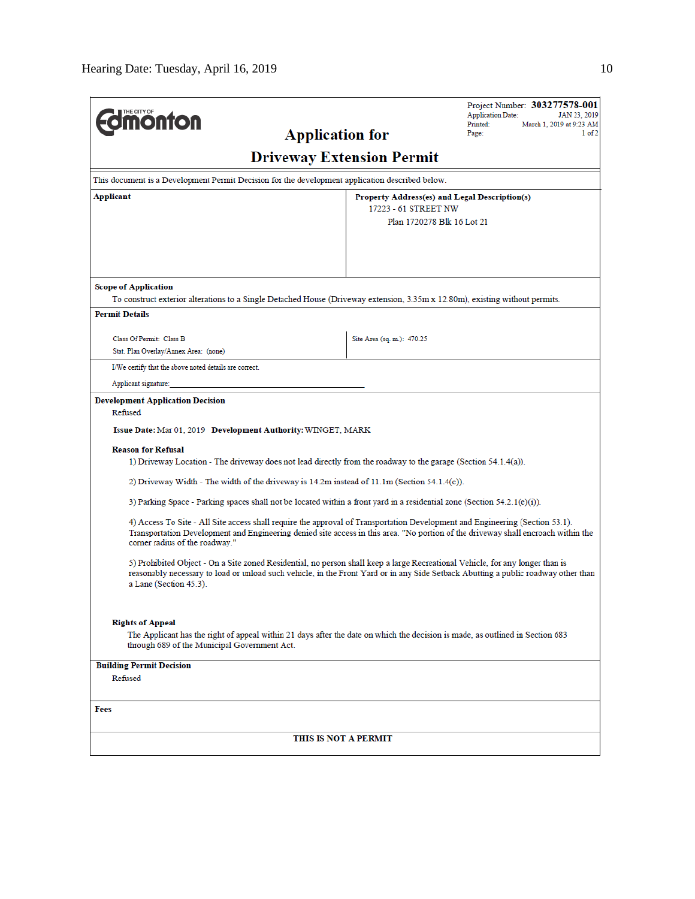**THE CITY OF Edmonton**

# Application for Driveway Extension Permit

Project Number: **303277578-001**
Application Date: JAN 23, 2019
Printed: March 1, 2019 at 9:23 AM
Page: 1 of 2

This document is a Development Permit Decision for the development application described below.

| **Applicant** | **Property Address(es) and Legal Description(s)** |
| --- | --- |
| | 17223 - 61 STREET NW<br>Plan 1720278 Blk 16 Lot 21 |

**Scope of Application**

To construct exterior alterations to a Single Detached House (Driveway extension, 3.35m x 12.80m), existing without permits.

**Permit Details**

| | |
| --- | --- |
| Class Of Permit: Class B<br>Stat. Plan Overlay/Annex Area: (none) | Site Area (sq. m.): 470.25 |

I/We certify that the above noted details are correct.

Applicant signature: ______________________________

**Development Application Decision**

Refused

**Issue Date:** Mar 01, 2019 **Development Authority:** WINGET, MARK

**Reason for Refusal**

1) Driveway Location - The driveway does not lead directly from the roadway to the garage (Section 54.1.4(a)).

2) Driveway Width - The width of the driveway is 14.2m instead of 11.1m (Section 54.1.4(c)).

3) Parking Space - Parking spaces shall not be located within a front yard in a residential zone (Section 54.2.1(e)(i)).

4) Access To Site - All Site access shall require the approval of Transportation Development and Engineering (Section 53.1). Transportation Development and Engineering denied site access in this area. "No portion of the driveway shall encroach within the corner radius of the roadway."

5) Prohibited Object - On a Site zoned Residential, no person shall keep a large Recreational Vehicle, for any longer than is reasonably necessary to load or unload such vehicle, in the Front Yard or in any Side Setback Abutting a public roadway other than a Lane (Section 45.3).

**Rights of Appeal**

The Applicant has the right of appeal within 21 days after the date on which the decision is made, as outlined in Section 683 through 689 of the Municipal Government Act.

**Building Permit Decision**

Refused

**Fees**

**THIS IS NOT A PERMIT**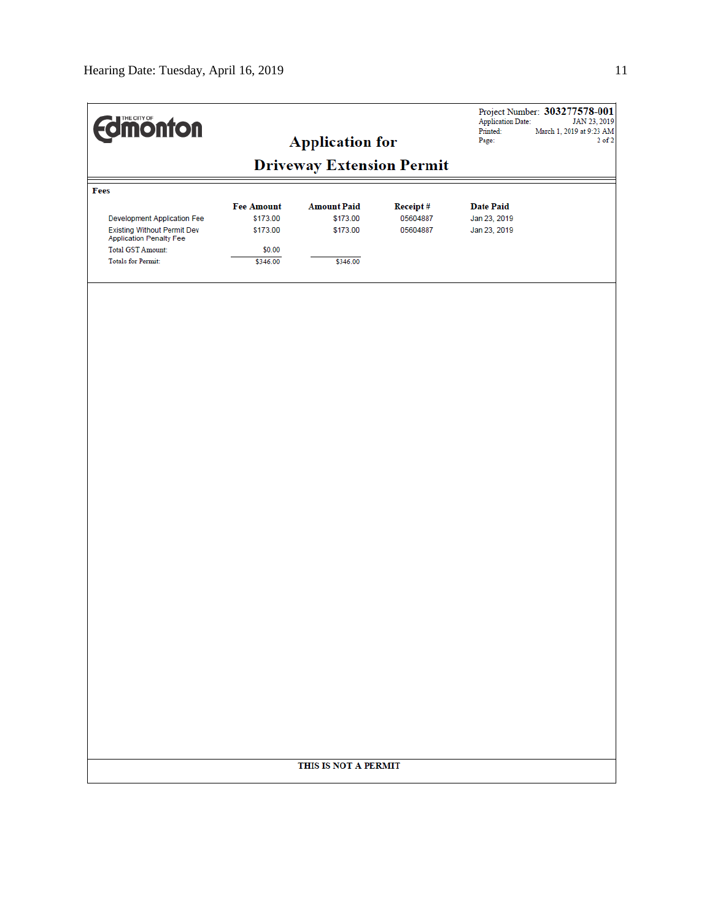THE CITY OF Edmonton

# Application for Driveway Extension Permit

Project Number: **303277578-001**
Application Date: JAN 23, 2019
Printed: March 1, 2019 at 9:23 AM
Page: 2 of 2

**Fees**

| | Fee Amount | Amount Paid | Receipt # | Date Paid |
|---|---|---|---|---|
| Development Application Fee | $173.00 | $173.00 | 05604887 | Jan 23, 2019 |
| Existing Without Permit Dev Application Penalty Fee | $173.00 | $173.00 | 05604887 | Jan 23, 2019 |
| Total GST Amount: | $0.00 | | | |
| Totals for Permit: | $346.00 | $346.00 | | |

**THIS IS NOT A PERMIT**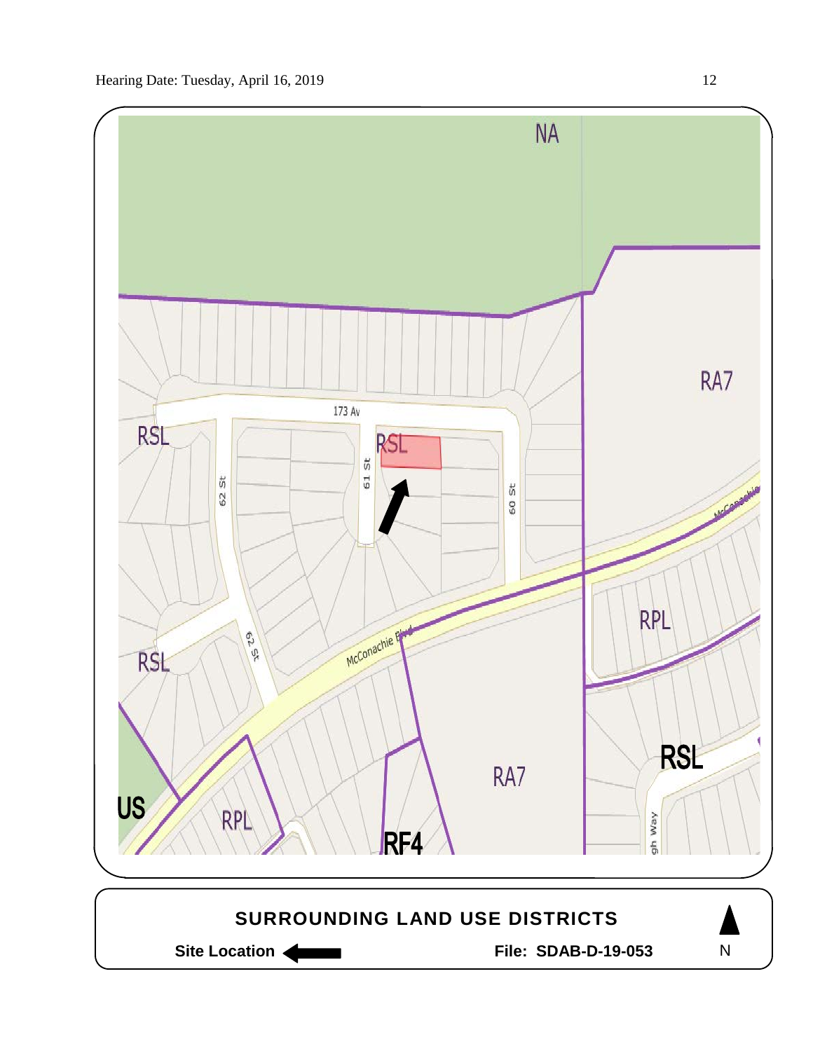NA

RA7

RSL

173 Av

RSL

62 St

61 St

60 St

McConachie Blvd

RSL

62 St

RPL

RSL

US

RPL

RF4

RA7

## SURROUNDING LAND USE DISTRICTS

**Site Location** ← **File: SDAB-D-19-053** N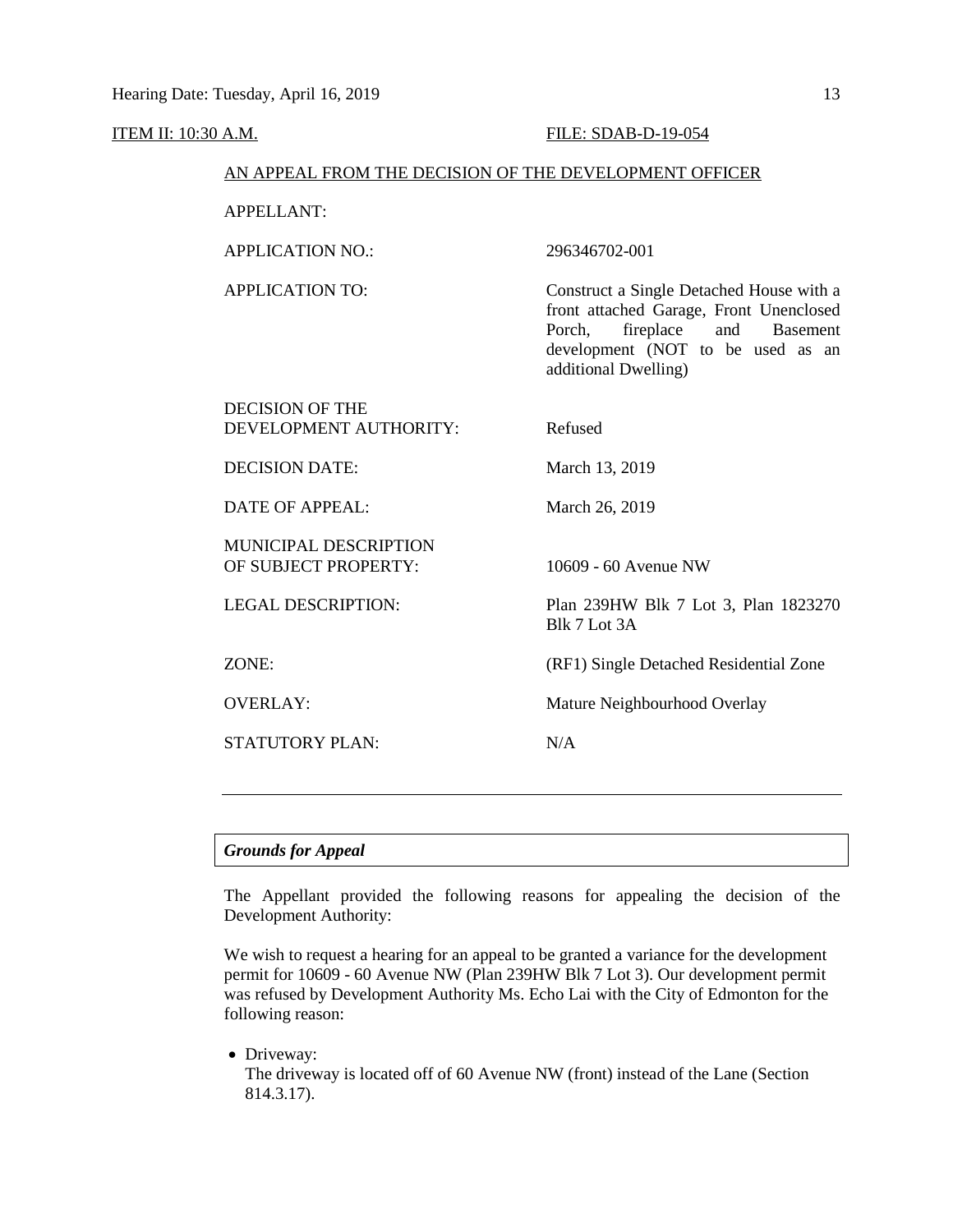ITEM II: 10:30 A.M. FILE: SDAB-D-19-054

AN APPEAL FROM THE DECISION OF THE DEVELOPMENT OFFICER

| | |
|---|---|
| APPELLANT: | |
| APPLICATION NO.: | 296346702-001 |
| APPLICATION TO: | Construct a Single Detached House with a front attached Garage, Front Unenclosed Porch, fireplace and Basement development (NOT to be used as an additional Dwelling) |
| DECISION OF THE DEVELOPMENT AUTHORITY: | Refused |
| DECISION DATE: | March 13, 2019 |
| DATE OF APPEAL: | March 26, 2019 |
| MUNICIPAL DESCRIPTION OF SUBJECT PROPERTY: | 10609 - 60 Avenue NW |
| LEGAL DESCRIPTION: | Plan 239HW Blk 7 Lot 3, Plan 1823270 Blk 7 Lot 3A |
| ZONE: | (RF1) Single Detached Residential Zone |
| OVERLAY: | Mature Neighbourhood Overlay |
| STATUTORY PLAN: | N/A |

---

*Grounds for Appeal*

The Appellant provided the following reasons for appealing the decision of the Development Authority:

We wish to request a hearing for an appeal to be granted a variance for the development permit for 10609 - 60 Avenue NW (Plan 239HW Blk 7 Lot 3). Our development permit was refused by Development Authority Ms. Echo Lai with the City of Edmonton for the following reason:

- Driveway:
  The driveway is located off of 60 Avenue NW (front) instead of the Lane (Section 814.3.17).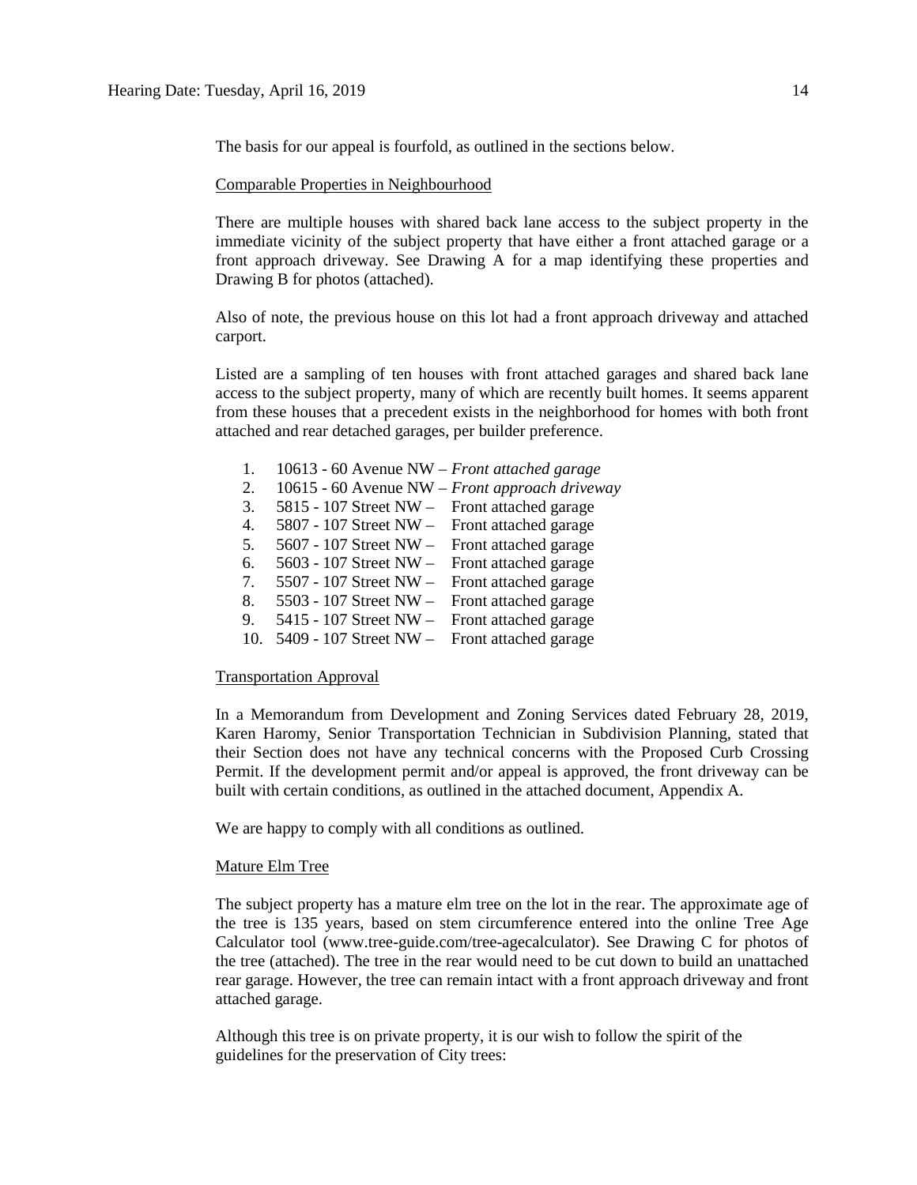The basis for our appeal is fourfold, as outlined in the sections below.

Comparable Properties in Neighbourhood

There are multiple houses with shared back lane access to the subject property in the immediate vicinity of the subject property that have either a front attached garage or a front approach driveway. See Drawing A for a map identifying these properties and Drawing B for photos (attached).

Also of note, the previous house on this lot had a front approach driveway and attached carport.

Listed are a sampling of ten houses with front attached garages and shared back lane access to the subject property, many of which are recently built homes. It seems apparent from these houses that a precedent exists in the neighborhood for homes with both front attached and rear detached garages, per builder preference.

1. 10613 - 60 Avenue NW – *Front attached garage*
2. 10615 - 60 Avenue NW – *Front approach driveway*
3. 5815 - 107 Street NW – Front attached garage
4. 5807 - 107 Street NW – Front attached garage
5. 5607 - 107 Street NW – Front attached garage
6. 5603 - 107 Street NW – Front attached garage
7. 5507 - 107 Street NW – Front attached garage
8. 5503 - 107 Street NW – Front attached garage
9. 5415 - 107 Street NW – Front attached garage
10. 5409 - 107 Street NW – Front attached garage

Transportation Approval

In a Memorandum from Development and Zoning Services dated February 28, 2019, Karen Haromy, Senior Transportation Technician in Subdivision Planning, stated that their Section does not have any technical concerns with the Proposed Curb Crossing Permit. If the development permit and/or appeal is approved, the front driveway can be built with certain conditions, as outlined in the attached document, Appendix A.

We are happy to comply with all conditions as outlined.

Mature Elm Tree

The subject property has a mature elm tree on the lot in the rear. The approximate age of the tree is 135 years, based on stem circumference entered into the online Tree Age Calculator tool (www.tree-guide.com/tree-agecalculator). See Drawing C for photos of the tree (attached). The tree in the rear would need to be cut down to build an unattached rear garage. However, the tree can remain intact with a front approach driveway and front attached garage.

Although this tree is on private property, it is our wish to follow the spirit of the guidelines for the preservation of City trees: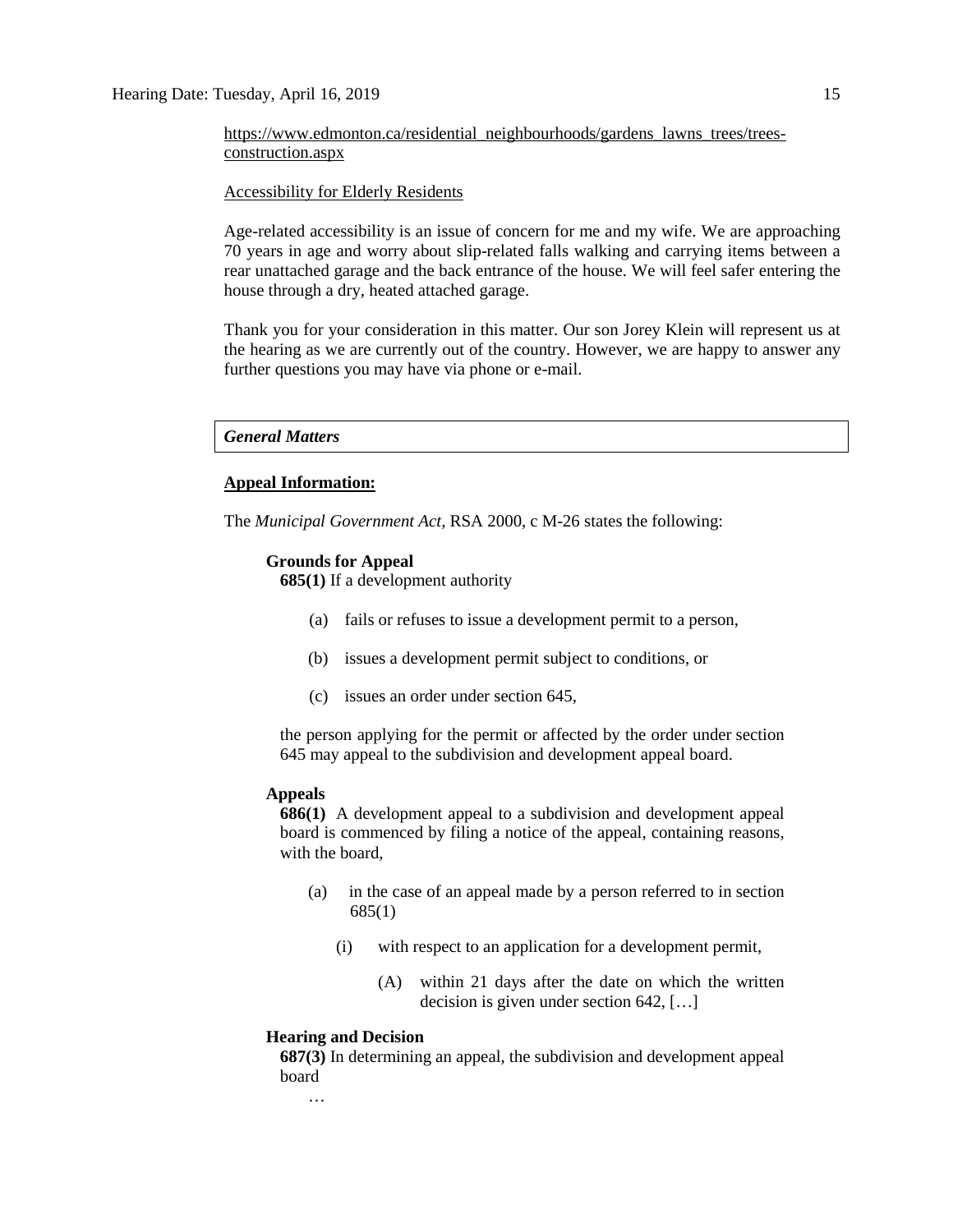https://www.edmonton.ca/residential_neighbourhoods/gardens_lawns_trees/trees-construction.aspx

Accessibility for Elderly Residents

Age-related accessibility is an issue of concern for me and my wife. We are approaching 70 years in age and worry about slip-related falls walking and carrying items between a rear unattached garage and the back entrance of the house. We will feel safer entering the house through a dry, heated attached garage.

Thank you for your consideration in this matter. Our son Jorey Klein will represent us at the hearing as we are currently out of the country. However, we are happy to answer any further questions you may have via phone or e-mail.

*General Matters*

**Appeal Information:**

The *Municipal Government Act*, RSA 2000, c M-26 states the following:

**Grounds for Appeal**

**685(1)** If a development authority

(a) fails or refuses to issue a development permit to a person,

(b) issues a development permit subject to conditions, or

(c) issues an order under section 645,

the person applying for the permit or affected by the order under section 645 may appeal to the subdivision and development appeal board.

**Appeals**

**686(1)** A development appeal to a subdivision and development appeal board is commenced by filing a notice of the appeal, containing reasons, with the board,

(a) in the case of an appeal made by a person referred to in section 685(1)

(i) with respect to an application for a development permit,

(A) within 21 days after the date on which the written decision is given under section 642, […]

**Hearing and Decision**

**687(3)** In determining an appeal, the subdivision and development appeal board

…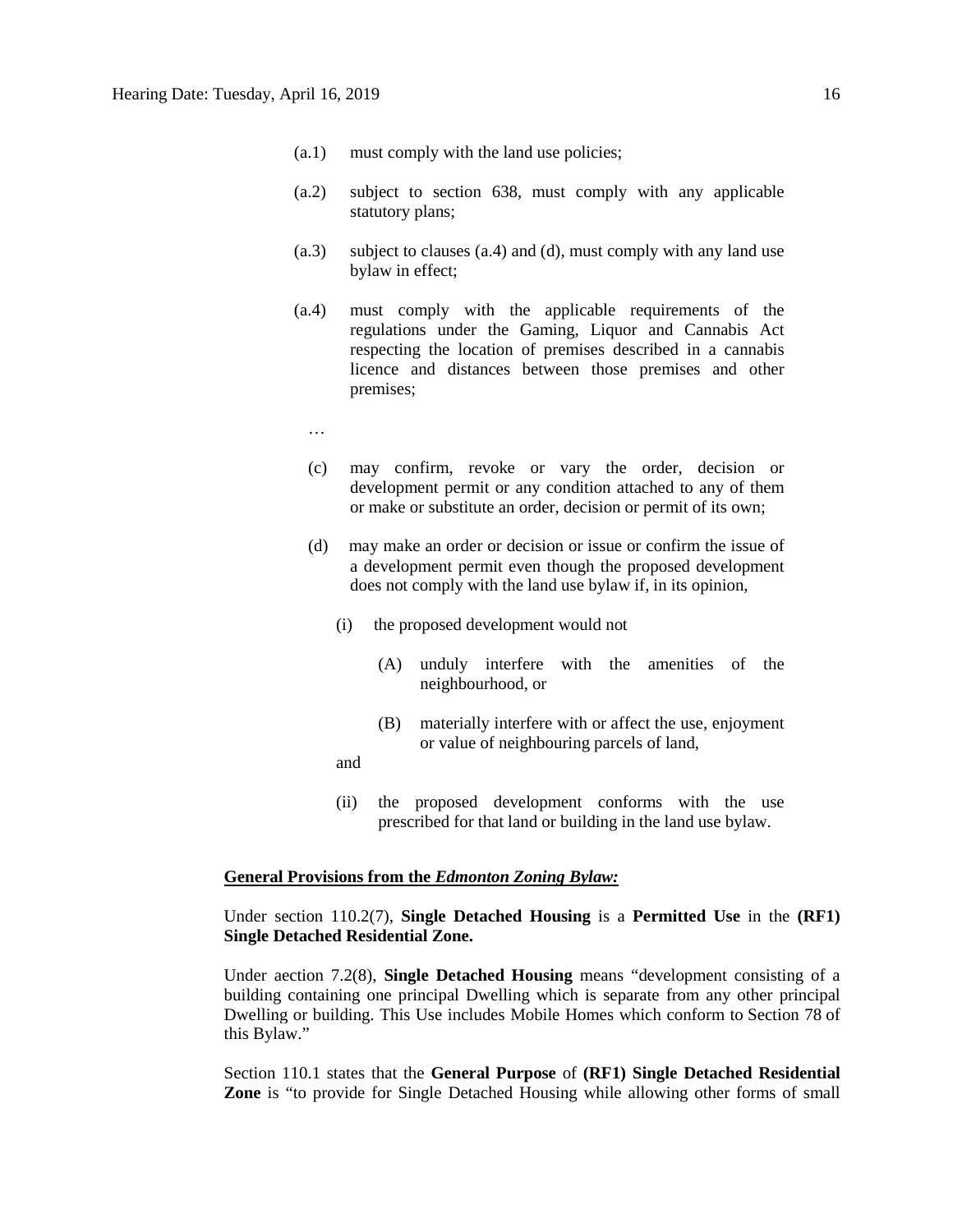(a.1) must comply with the land use policies;

(a.2) subject to section 638, must comply with any applicable statutory plans;

(a.3) subject to clauses (a.4) and (d), must comply with any land use bylaw in effect;

(a.4) must comply with the applicable requirements of the regulations under the Gaming, Liquor and Cannabis Act respecting the location of premises described in a cannabis licence and distances between those premises and other premises;

…

(c) may confirm, revoke or vary the order, decision or development permit or any condition attached to any of them or make or substitute an order, decision or permit of its own;

(d) may make an order or decision or issue or confirm the issue of a development permit even though the proposed development does not comply with the land use bylaw if, in its opinion,

(i) the proposed development would not

(A) unduly interfere with the amenities of the neighbourhood, or

(B) materially interfere with or affect the use, enjoyment or value of neighbouring parcels of land,

and

(ii) the proposed development conforms with the use prescribed for that land or building in the land use bylaw.

**General Provisions from the *Edmonton Zoning Bylaw:***

Under section 110.2(7), **Single Detached Housing** is a **Permitted Use** in the **(RF1) Single Detached Residential Zone.**

Under aection 7.2(8), **Single Detached Housing** means "development consisting of a building containing one principal Dwelling which is separate from any other principal Dwelling or building. This Use includes Mobile Homes which conform to Section 78 of this Bylaw."

Section 110.1 states that the **General Purpose** of **(RF1) Single Detached Residential Zone** is "to provide for Single Detached Housing while allowing other forms of small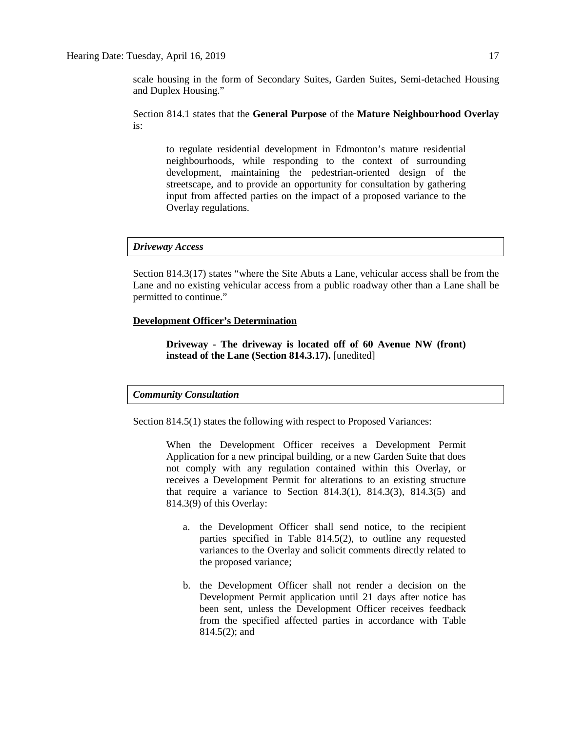scale housing in the form of Secondary Suites, Garden Suites, Semi-detached Housing and Duplex Housing."

Section 814.1 states that the **General Purpose** of the **Mature Neighbourhood Overlay** is:

> to regulate residential development in Edmonton's mature residential neighbourhoods, while responding to the context of surrounding development, maintaining the pedestrian-oriented design of the streetscape, and to provide an opportunity for consultation by gathering input from affected parties on the impact of a proposed variance to the Overlay regulations.

***Driveway Access***

Section 814.3(17) states "where the Site Abuts a Lane, vehicular access shall be from the Lane and no existing vehicular access from a public roadway other than a Lane shall be permitted to continue."

**Development Officer's Determination**

> **Driveway - The driveway is located off of 60 Avenue NW (front) instead of the Lane (Section 814.3.17).** [unedited]

***Community Consultation***

Section 814.5(1) states the following with respect to Proposed Variances:

> When the Development Officer receives a Development Permit Application for a new principal building, or a new Garden Suite that does not comply with any regulation contained within this Overlay, or receives a Development Permit for alterations to an existing structure that require a variance to Section 814.3(1), 814.3(3), 814.3(5) and 814.3(9) of this Overlay:
>
> a. the Development Officer shall send notice, to the recipient parties specified in Table 814.5(2), to outline any requested variances to the Overlay and solicit comments directly related to the proposed variance;
>
> b. the Development Officer shall not render a decision on the Development Permit application until 21 days after notice has been sent, unless the Development Officer receives feedback from the specified affected parties in accordance with Table 814.5(2); and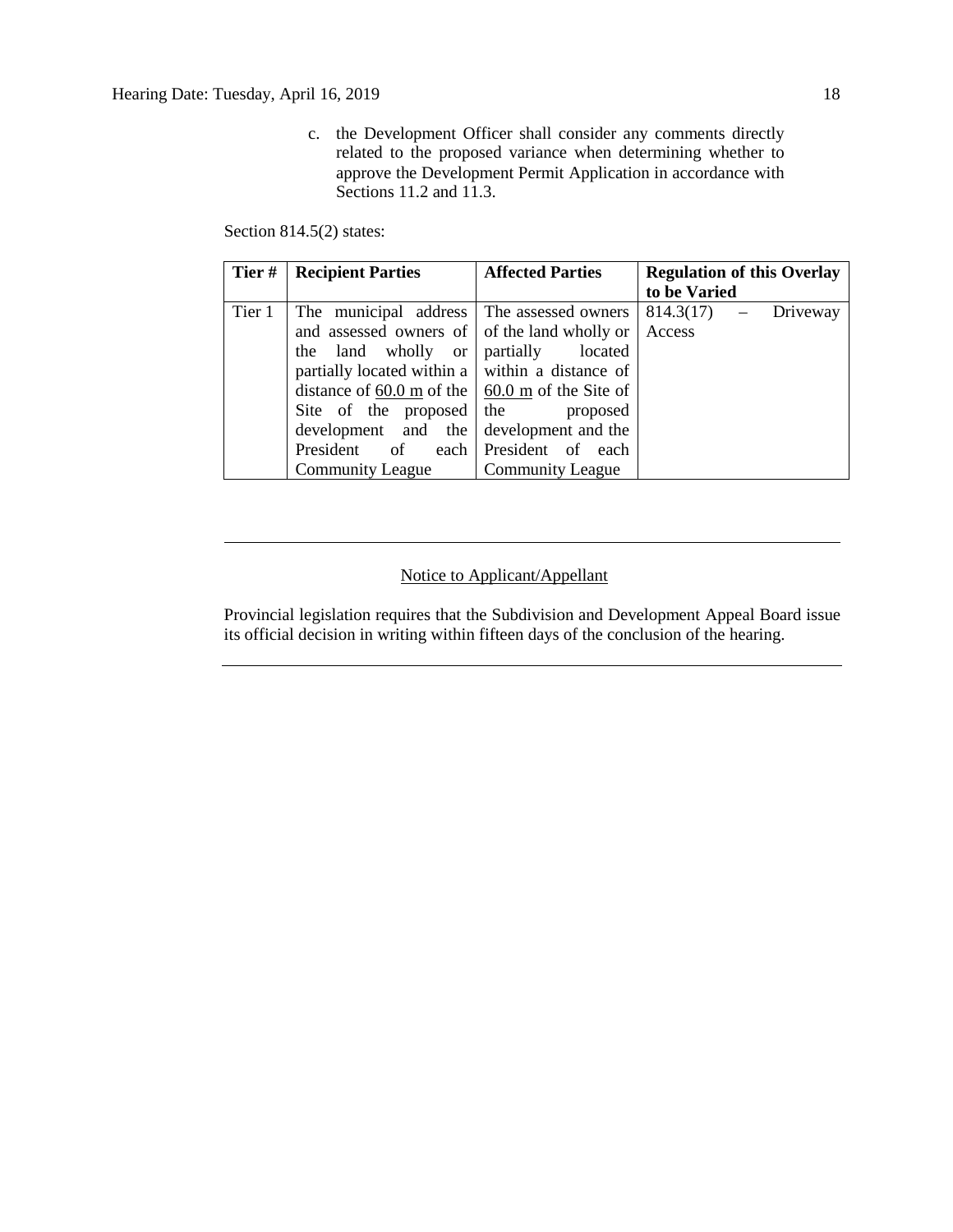c. the Development Officer shall consider any comments directly related to the proposed variance when determining whether to approve the Development Permit Application in accordance with Sections 11.2 and 11.3.

Section 814.5(2) states:

| **Tier #** | **Recipient Parties** | **Affected Parties** | **Regulation of this Overlay to be Varied** |
|---|---|---|---|
| Tier 1 | The municipal address and assessed owners of the land wholly or partially located within a distance of 60.0 m of the Site of the proposed development and the President of each Community League | The assessed owners of the land wholly or partially located within a distance of 60.0 m of the Site of the proposed development and the President of each Community League | 814.3(17) – Driveway Access |

---

Notice to Applicant/Appellant

Provincial legislation requires that the Subdivision and Development Appeal Board issue its official decision in writing within fifteen days of the conclusion of the hearing.

---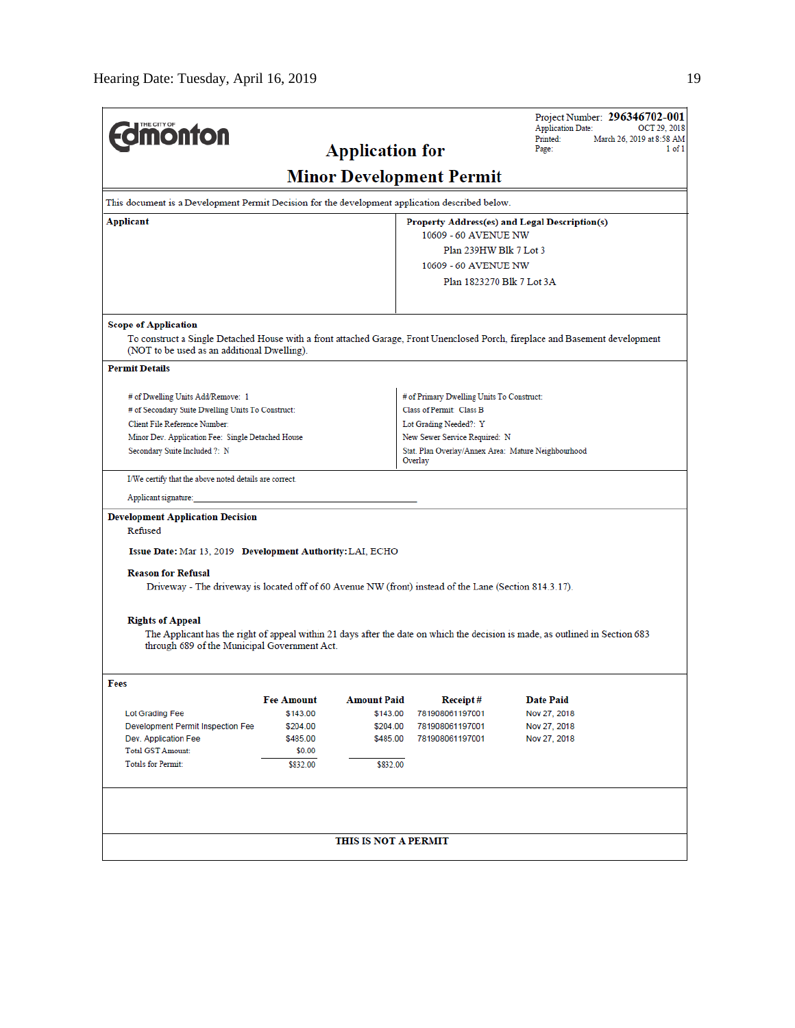The City of Edmonton

# Application for Minor Development Permit

Project Number: **296346702-001**
Application Date: OCT 29, 2018
Printed: March 26, 2019 at 8:58 AM
Page: 1 of 1

This document is a Development Permit Decision for the development application described below.

| **Applicant** | **Property Address(es) and Legal Description(s)** |
|---|---|
| | 10609 - 60 AVENUE NW<br>Plan 239HW Blk 7 Lot 3<br>10609 - 60 AVENUE NW<br>Plan 1823270 Blk 7 Lot 3A |

**Scope of Application**

To construct a Single Detached House with a front attached Garage, Front Unenclosed Porch, fireplace and Basement development (NOT to be used as an additional Dwelling).

**Permit Details**

| | |
|---|---|
| # of Dwelling Units Add/Remove: 1 | # of Primary Dwelling Units To Construct: |
| # of Secondary Suite Dwelling Units To Construct: | Class of Permit: Class B |
| Client File Reference Number: | Lot Grading Needed?: Y |
| Minor Dev. Application Fee: Single Detached House | New Sewer Service Required: N |
| Secondary Suite Included ?: N | Stat. Plan Overlay/Annex Area: Mature Neighbourhood Overlay |

I/We certify that the above noted details are correct.

Applicant signature:_______________________________

**Development Application Decision**

Refused

**Issue Date:** Mar 13, 2019 **Development Authority:** LAI, ECHO

**Reason for Refusal**

Driveway - The driveway is located off of 60 Avenue NW (front) instead of the Lane (Section 814.3.17).

**Rights of Appeal**

The Applicant has the right of appeal within 21 days after the date on which the decision is made, as outlined in Section 683 through 689 of the Municipal Government Act.

**Fees**

| | Fee Amount | Amount Paid | Receipt # | Date Paid |
|---|---|---|---|---|
| Lot Grading Fee | $143.00 | $143.00 | 781908061197001 | Nov 27, 2018 |
| Development Permit Inspection Fee | $204.00 | $204.00 | 781908061197001 | Nov 27, 2018 |
| Dev. Application Fee | $485.00 | $485.00 | 781908061197001 | Nov 27, 2018 |
| Total GST Amount: | $0.00 | | | |
| Totals for Permit: | $832.00 | $832.00 | | |

**THIS IS NOT A PERMIT**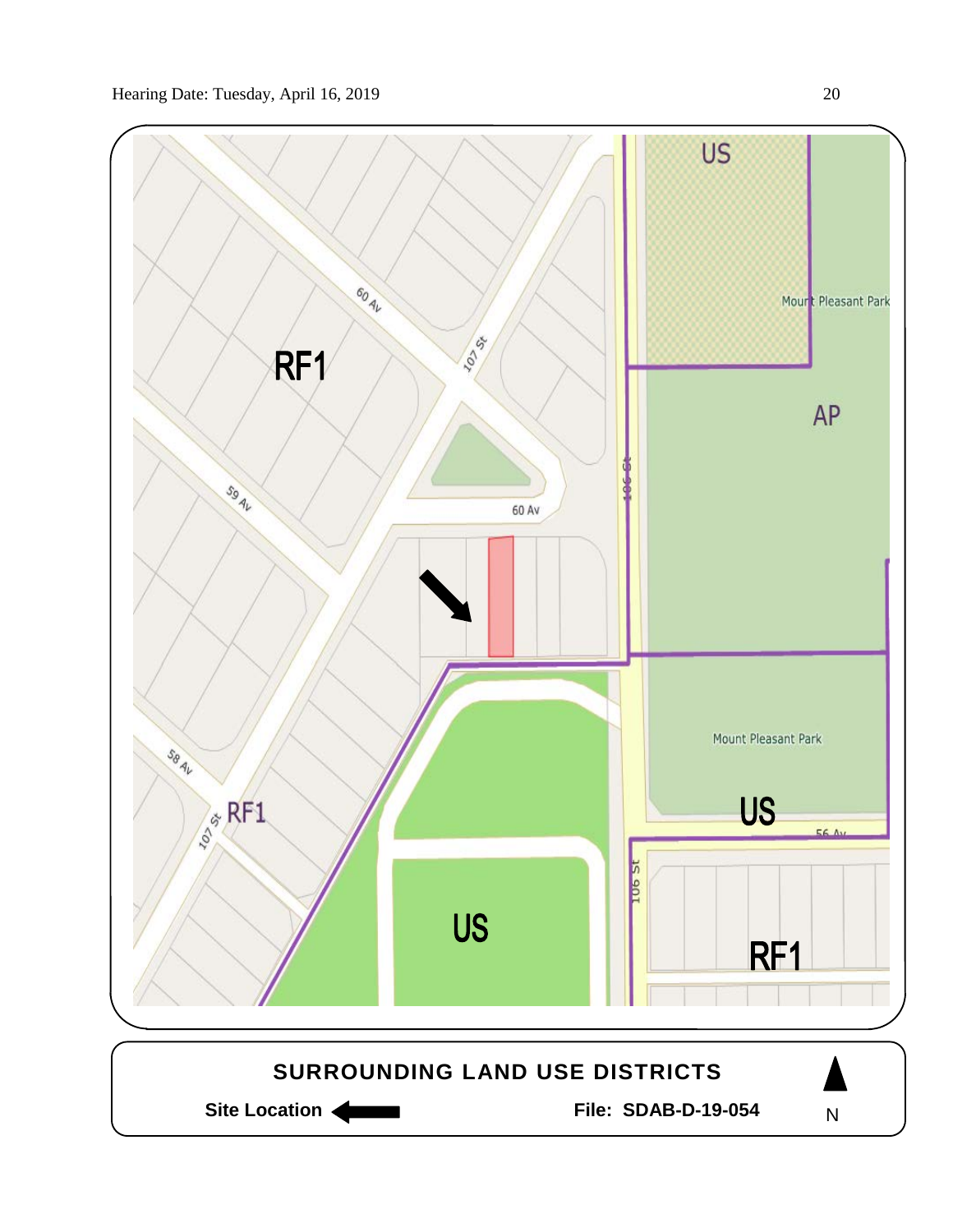RF1

60 Av

107 St

US

Mount Pleasant Park

AP

59 Av

60 Av

106 St

Mount Pleasant Park

58 Av

107 St

RF1

US

56 Av

106 St

US

RF1

**SURROUNDING LAND USE DISTRICTS**

**Site Location**

**File: SDAB-D-19-054**

N